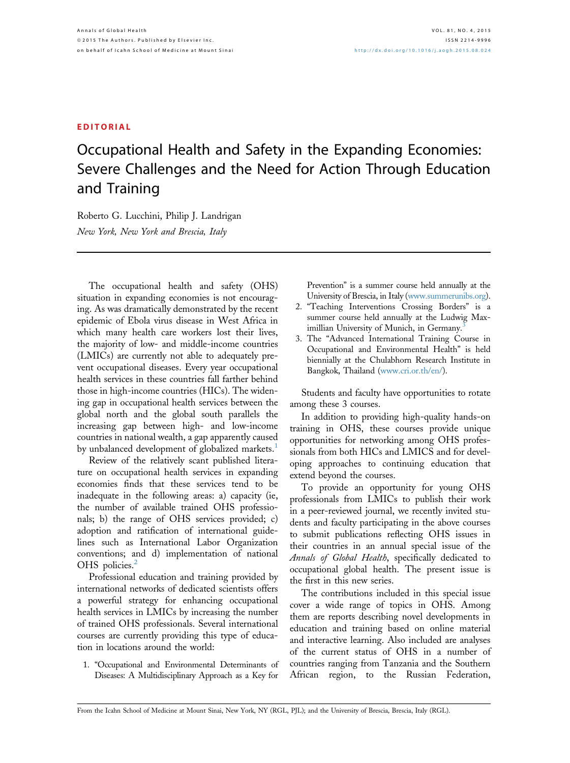EDITORIAL

# Occupational Health and Safety in the Expanding Economies: Severe Challenges and the Need for Action Through Education and Training

Roberto G. Lucchini, Philip J. Landrigan

*New York, New York and Brescia, Italy*

---

The occupational health and safety (OHS) situation in expanding economies is not encouraging. As was dramatically demonstrated by the recent epidemic of Ebola virus disease in West Africa in which many health care workers lost their lives, the majority of low- and middle-income countries (LMICs) are currently not able to adequately prevent occupational diseases. Every year occupational health services in these countries fall farther behind those in high-income countries (HICs). The widening gap in occupational health services between the global north and the global south parallels the increasing gap between high- and low-income countries in national wealth, a gap apparently caused by unbalanced development of globalized markets.[1]

Review of the relatively scant published literature on occupational health services in expanding economies finds that these services tend to be inadequate in the following areas: a) capacity (ie, the number of available trained OHS professionals; b) the range of OHS services provided; c) adoption and ratification of international guidelines such as International Labor Organization conventions; and d) implementation of national OHS policies.[2]

Professional education and training provided by international networks of dedicated scientists offers a powerful strategy for enhancing occupational health services in LMICs by increasing the number of trained OHS professionals. Several international courses are currently providing this type of education in locations around the world:

1. "Occupational and Environmental Determinants of Diseases: A Multidisciplinary Approach as a Key for Prevention" is a summer course held annually at the University of Brescia, in Italy (www.summerunibs.org).
2. "Teaching Interventions Crossing Borders" is a summer course held annually at the Ludwig Maximillian University of Munich, in Germany.[3]
3. The "Advanced International Training Course in Occupational and Environmental Health" is held biennially at the Chulabhorn Research Institute in Bangkok, Thailand (www.cri.or.th/en/).

Students and faculty have opportunities to rotate among these 3 courses.

In addition to providing high-quality hands-on training in OHS, these courses provide unique opportunities for networking among OHS professionals from both HICs and LMICS and for developing approaches to continuing education that extend beyond the courses.

To provide an opportunity for young OHS professionals from LMICs to publish their work in a peer-reviewed journal, we recently invited students and faculty participating in the above courses to submit publications reflecting OHS issues in their countries in an annual special issue of the *Annals of Global Health*, specifically dedicated to occupational global health. The present issue is the first in this new series.

The contributions included in this special issue cover a wide range of topics in OHS. Among them are reports describing novel developments in education and training based on online material and interactive learning. Also included are analyses of the current status of OHS in a number of countries ranging from Tanzania and the Southern African region, to the Russian Federation,

From the Icahn School of Medicine at Mount Sinai, New York, NY (RGL, PJL); and the University of Brescia, Brescia, Italy (RGL).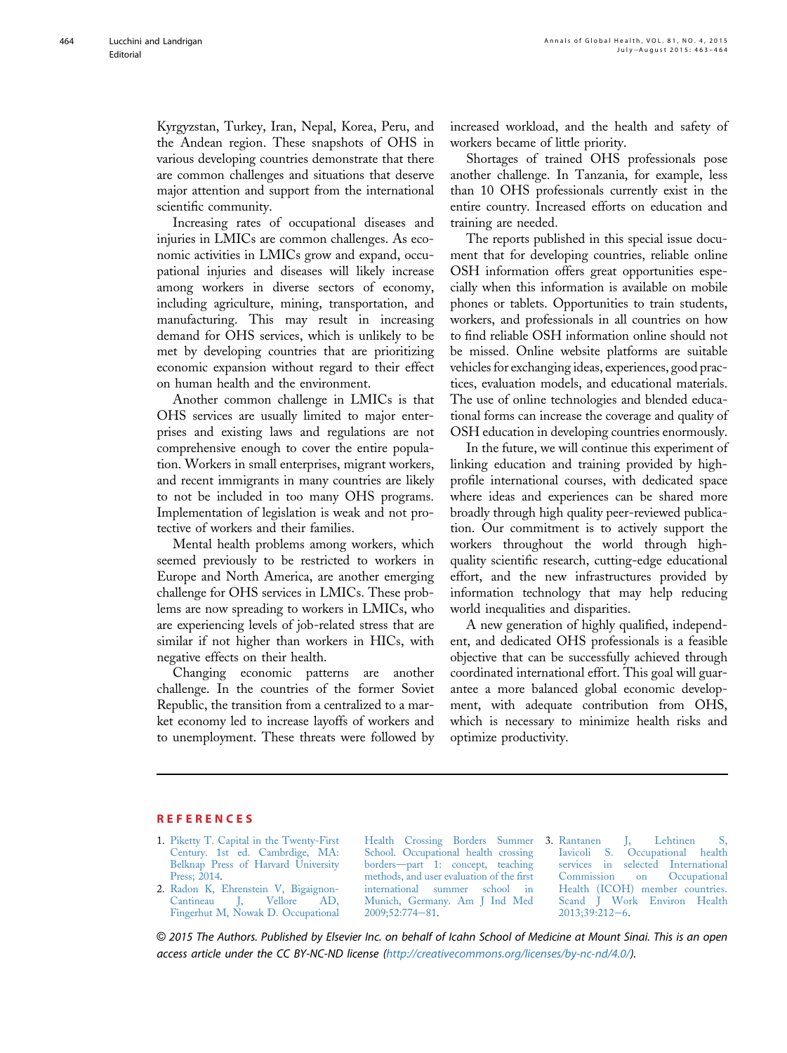Kyrgyzstan, Turkey, Iran, Nepal, Korea, Peru, and the Andean region. These snapshots of OHS in various developing countries demonstrate that there are common challenges and situations that deserve major attention and support from the international scientific community.

Increasing rates of occupational diseases and injuries in LMICs are common challenges. As economic activities in LMICs grow and expand, occupational injuries and diseases will likely increase among workers in diverse sectors of economy, including agriculture, mining, transportation, and manufacturing. This may result in increasing demand for OHS services, which is unlikely to be met by developing countries that are prioritizing economic expansion without regard to their effect on human health and the environment.

Another common challenge in LMICs is that OHS services are usually limited to major enterprises and existing laws and regulations are not comprehensive enough to cover the entire population. Workers in small enterprises, migrant workers, and recent immigrants in many countries are likely to not be included in too many OHS programs. Implementation of legislation is weak and not protective of workers and their families.

Mental health problems among workers, which seemed previously to be restricted to workers in Europe and North America, are another emerging challenge for OHS services in LMICs. These problems are now spreading to workers in LMICs, who are experiencing levels of job-related stress that are similar if not higher than workers in HICs, with negative effects on their health.

Changing economic patterns are another challenge. In the countries of the former Soviet Republic, the transition from a centralized to a market economy led to increase layoffs of workers and to unemployment. These threats were followed by increased workload, and the health and safety of workers became of little priority.

Shortages of trained OHS professionals pose another challenge. In Tanzania, for example, less than 10 OHS professionals currently exist in the entire country. Increased efforts on education and training are needed.

The reports published in this special issue document that for developing countries, reliable online OSH information offers great opportunities especially when this information is available on mobile phones or tablets. Opportunities to train students, workers, and professionals in all countries on how to find reliable OSH information online should not be missed. Online website platforms are suitable vehicles for exchanging ideas, experiences, good practices, evaluation models, and educational materials. The use of online technologies and blended educational forms can increase the coverage and quality of OSH education in developing countries enormously.

In the future, we will continue this experiment of linking education and training provided by high-profile international courses, with dedicated space where ideas and experiences can be shared more broadly through high quality peer-reviewed publication. Our commitment is to actively support the workers throughout the world through high-quality scientific research, cutting-edge educational effort, and the new infrastructures provided by information technology that may help reducing world inequalities and disparities.

A new generation of highly qualified, independent, and dedicated OHS professionals is a feasible objective that can be successfully achieved through coordinated international effort. This goal will guarantee a more balanced global economic development, with adequate contribution from OHS, which is necessary to minimize health risks and optimize productivity.

## REFERENCES

1. Piketty T. Capital in the Twenty-First Century. 1st ed. Cambrdige, MA: Belknap Press of Harvard University Press; 2014.
2. Radon K, Ehrenstein V, Bigaignon-Cantineau J, Vellore AD, Fingerhut M, Nowak D. Occupational Health Crossing Borders Summer School. Occupational health crossing borders—part 1: concept, teaching methods, and user evaluation of the first international summer school in Munich, Germany. Am J Ind Med 2009;52:774–81.
3. Rantanen J, Lehtinen S, Iavicoli S. Occupational health services in selected International Commission on Occupational Health (ICOH) member countries. Scand J Work Environ Health 2013;39:212–6.

© 2015 The Authors. Published by Elsevier Inc. on behalf of Icahn School of Medicine at Mount Sinai. This is an open access article under the CC BY-NC-ND license (http://creativecommons.org/licenses/by-nc-nd/4.0/).